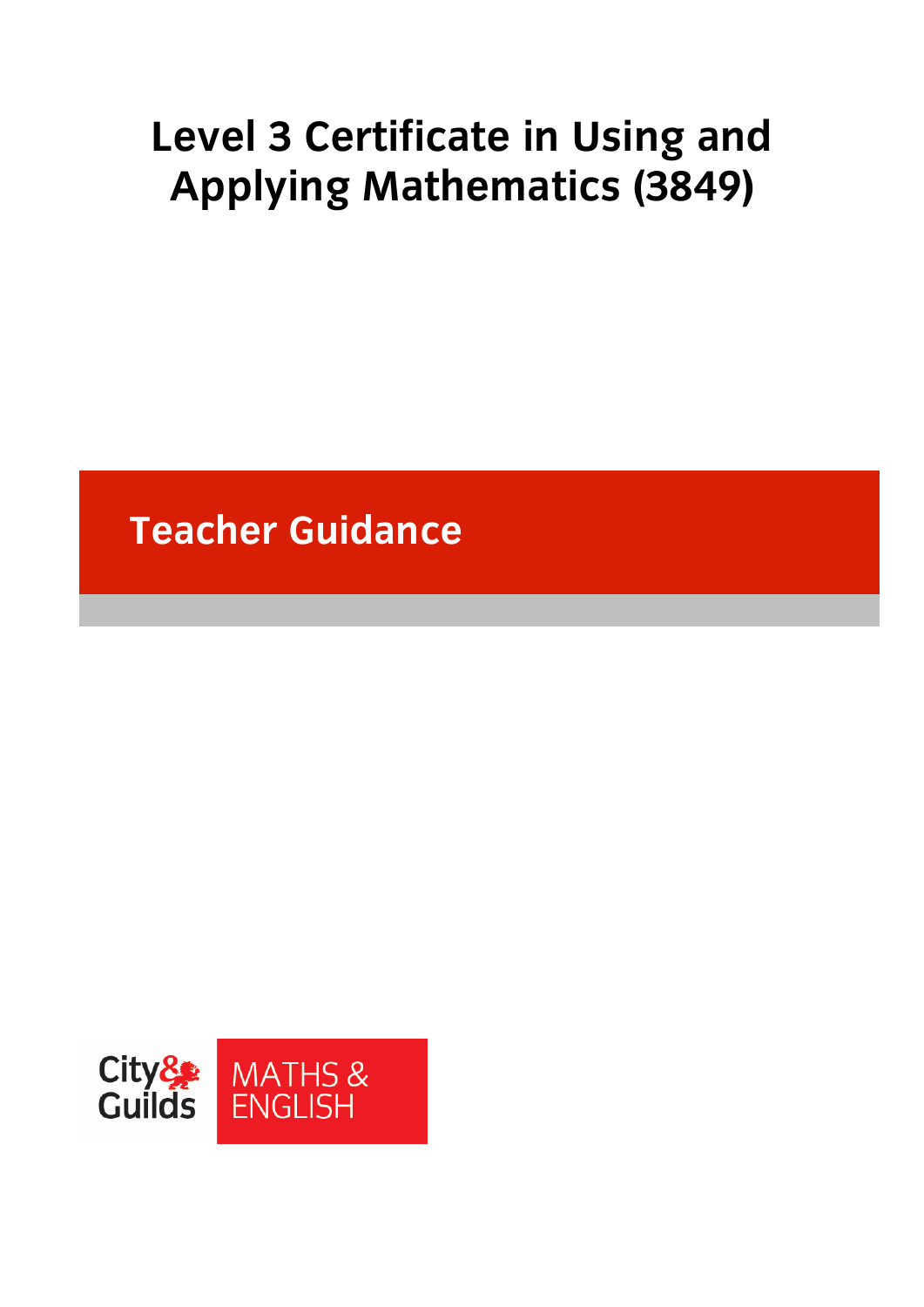# Level 3 Certificate in Using and Applying Mathematics (3849)

## Teacher Guidance

City & Guilds

MATHS & ENGLISH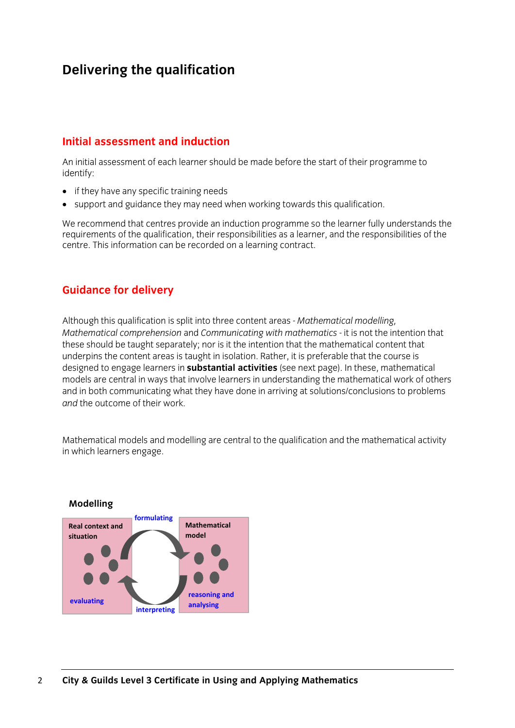# Delivering the qualification

## Initial assessment and induction

An initial assessment of each learner should be made before the start of their programme to identify:

- if they have any specific training needs
- support and guidance they may need when working towards this qualification.

We recommend that centres provide an induction programme so the learner fully understands the requirements of the qualification, their responsibilities as a learner, and the responsibilities of the centre. This information can be recorded on a learning contract.

## Guidance for delivery

Although this qualification is split into three content areas - *Mathematical modelling, Mathematical comprehension* and *Communicating with mathematics* - it is not the intention that these should be taught separately; nor is it the intention that the mathematical content that underpins the content areas is taught in isolation. Rather, it is preferable that the course is designed to engage learners in **substantial activities** (see next page). In these, mathematical models are central in ways that involve learners in understanding the mathematical work of others and in both communicating what they have done in arriving at solutions/conclusions to problems *and* the outcome of their work.

Mathematical models and modelling are central to the qualification and the mathematical activity in which learners engage.

**Modelling**

Real context and situation — formulating — Mathematical model — reasoning and analysing — interpreting — evaluating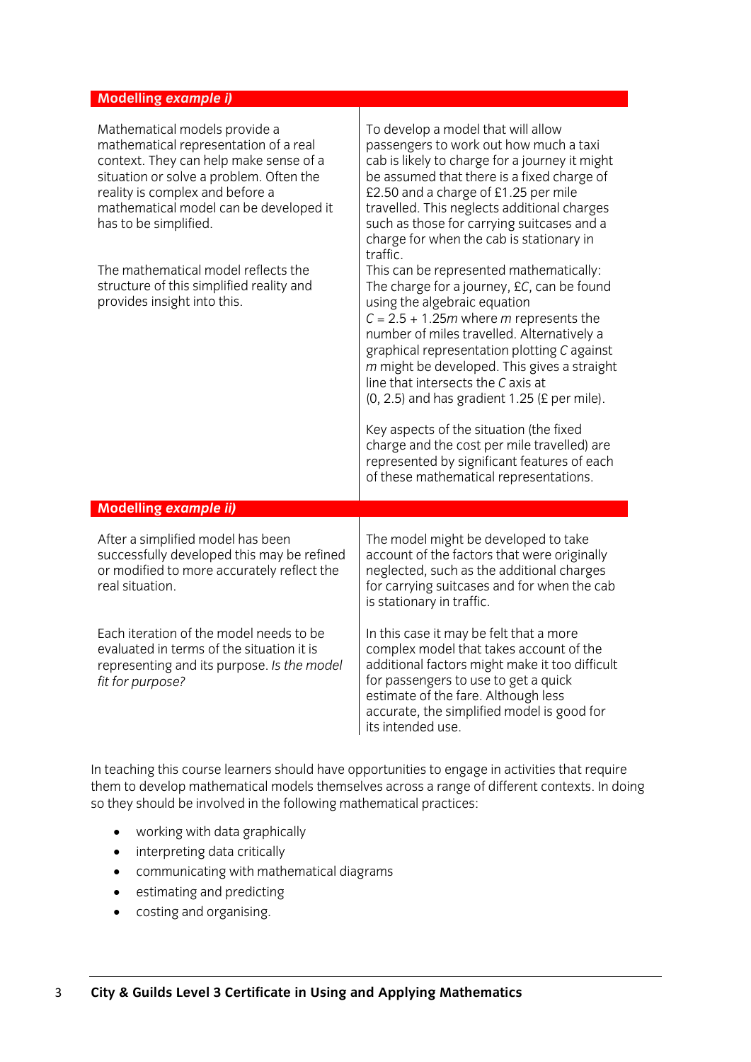| **Modelling *example i)*** | |
|---|---|
| Mathematical models provide a mathematical representation of a real context. They can help make sense of a situation or solve a problem. Often the reality is complex and before a mathematical model can be developed it has to be simplified.<br><br>The mathematical model reflects the structure of this simplified reality and provides insight into this. | To develop a model that will allow passengers to work out how much a taxi cab is likely to charge for a journey it might be assumed that there is a fixed charge of £2.50 and a charge of £1.25 per mile travelled. This neglects additional charges such as those for carrying suitcases and a charge for when the cab is stationary in traffic.<br>This can be represented mathematically: The charge for a journey, £$C$, can be found using the algebraic equation $C = 2.5 + 1.25m$ where $m$ represents the number of miles travelled. Alternatively a graphical representation plotting $C$ against $m$ might be developed. This gives a straight line that intersects the $C$ axis at (0, 2.5) and has gradient 1.25 (£ per mile).<br><br>Key aspects of the situation (the fixed charge and the cost per mile travelled) are represented by significant features of each of these mathematical representations. |
| **Modelling *example ii)*** | |
| After a simplified model has been successfully developed this may be refined or modified to more accurately reflect the real situation.<br><br>Each iteration of the model needs to be evaluated in terms of the situation it is representing and its purpose. *Is the model fit for purpose?* | The model might be developed to take account of the factors that were originally neglected, such as the additional charges for carrying suitcases and for when the cab is stationary in traffic.<br><br>In this case it may be felt that a more complex model that takes account of the additional factors might make it too difficult for passengers to use to get a quick estimate of the fare. Although less accurate, the simplified model is good for its intended use. |

In teaching this course learners should have opportunities to engage in activities that require them to develop mathematical models themselves across a range of different contexts. In doing so they should be involved in the following mathematical practices:

- working with data graphically
- interpreting data critically
- communicating with mathematical diagrams
- estimating and predicting
- costing and organising.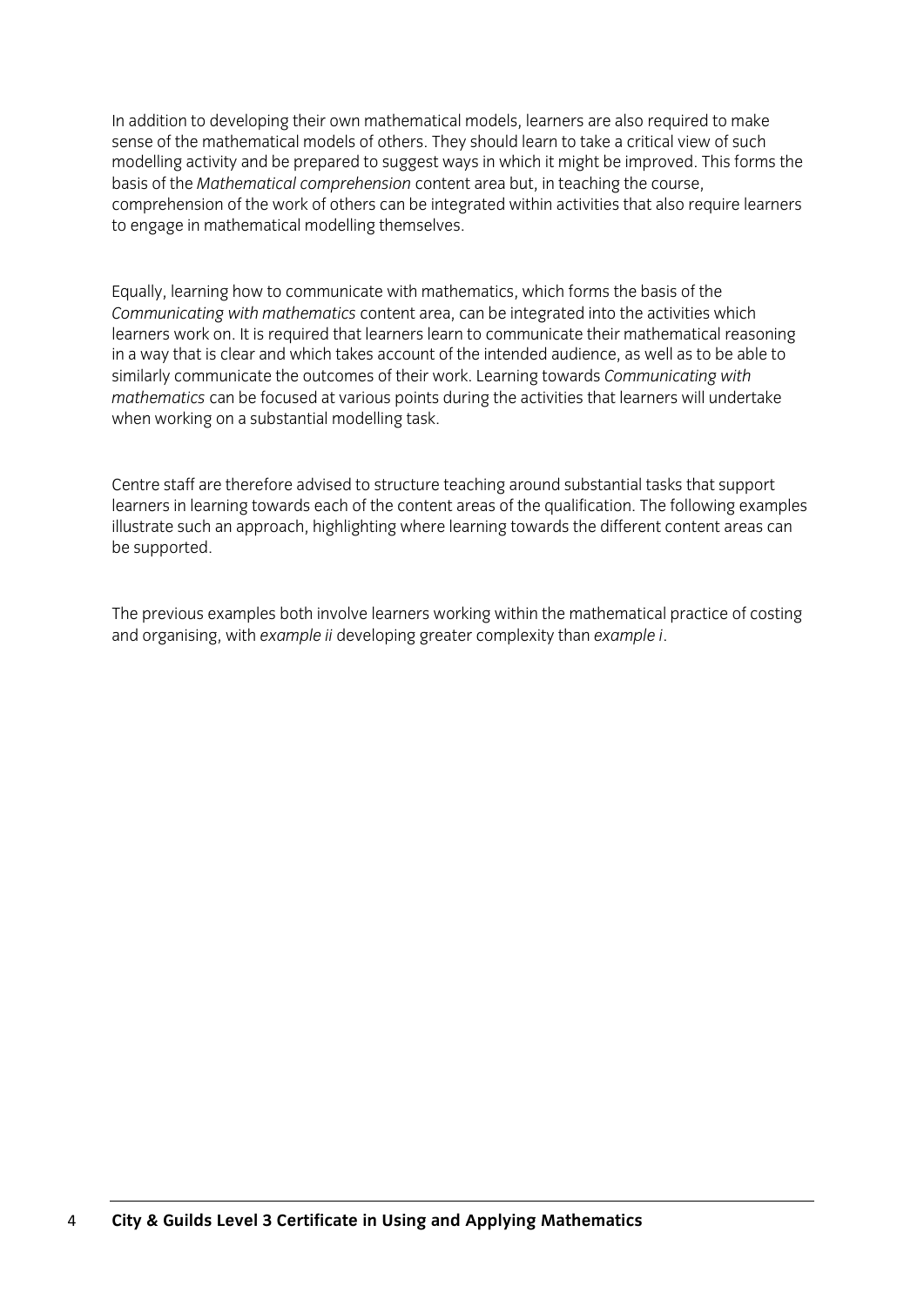In addition to developing their own mathematical models, learners are also required to make sense of the mathematical models of others. They should learn to take a critical view of such modelling activity and be prepared to suggest ways in which it might be improved. This forms the basis of the *Mathematical comprehension* content area but, in teaching the course, comprehension of the work of others can be integrated within activities that also require learners to engage in mathematical modelling themselves.

Equally, learning how to communicate with mathematics, which forms the basis of the *Communicating with mathematics* content area, can be integrated into the activities which learners work on. It is required that learners learn to communicate their mathematical reasoning in a way that is clear and which takes account of the intended audience, as well as to be able to similarly communicate the outcomes of their work. Learning towards *Communicating with mathematics* can be focused at various points during the activities that learners will undertake when working on a substantial modelling task.

Centre staff are therefore advised to structure teaching around substantial tasks that support learners in learning towards each of the content areas of the qualification. The following examples illustrate such an approach, highlighting where learning towards the different content areas can be supported.

The previous examples both involve learners working within the mathematical practice of costing and organising, with *example ii* developing greater complexity than *example i*.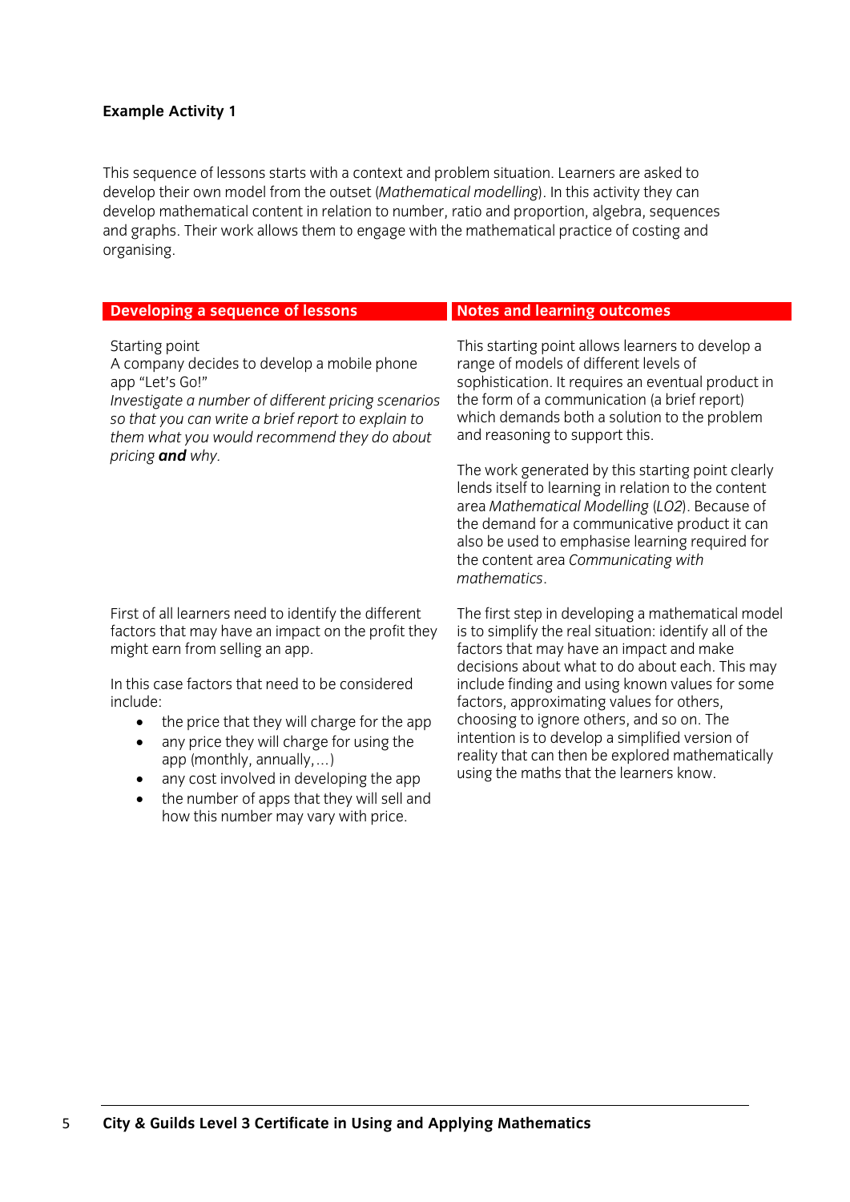**Example Activity 1**

This sequence of lessons starts with a context and problem situation. Learners are asked to develop their own model from the outset (*Mathematical modelling*). In this activity they can develop mathematical content in relation to number, ratio and proportion, algebra, sequences and graphs. Their work allows them to engage with the mathematical practice of costing and organising.

| Developing a sequence of lessons | Notes and learning outcomes |
|---|---|
| Starting point<br>A company decides to develop a mobile phone app "Let's Go!"<br>*Investigate a number of different pricing scenarios so that you can write a brief report to explain to them what you would recommend they do about pricing **and** why.* | This starting point allows learners to develop a range of models of different levels of sophistication. It requires an eventual product in the form of a communication (a brief report) which demands both a solution to the problem and reasoning to support this.<br><br>The work generated by this starting point clearly lends itself to learning in relation to the content area *Mathematical Modelling* (*LO2*). Because of the demand for a communicative product it can also be used to emphasise learning required for the content area *Communicating with mathematics*. |
| First of all learners need to identify the different factors that may have an impact on the profit they might earn from selling an app.<br><br>In this case factors that need to be considered include:<br>• the price that they will charge for the app<br>• any price they will charge for using the app (monthly, annually,…)<br>• any cost involved in developing the app<br>• the number of apps that they will sell and how this number may vary with price. | The first step in developing a mathematical model is to simplify the real situation: identify all of the factors that may have an impact and make decisions about what to do about each. This may include finding and using known values for some factors, approximating values for others, choosing to ignore others, and so on. The intention is to develop a simplified version of reality that can then be explored mathematically using the maths that the learners know. |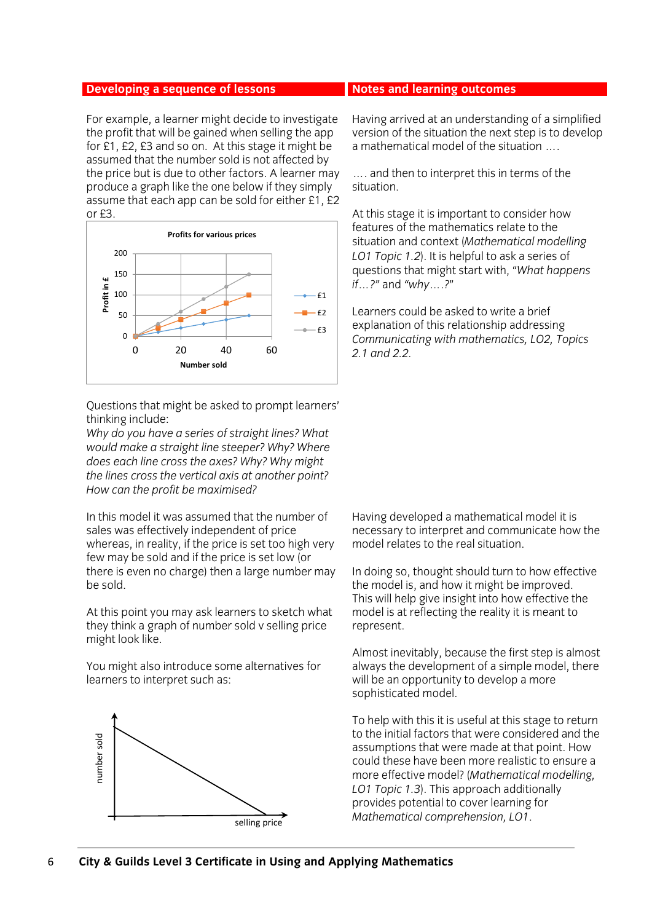| Developing a sequence of lessons | Notes and learning outcomes |
|---|---|
| For example, a learner might decide to investigate the profit that will be gained when selling the app for £1, £2, £3 and so on. At this stage it might be assumed that the number sold is not affected by the price but is due to other factors. A learner may produce a graph like the one below if they simply assume that each app can be sold for either £1, £2 or £3. | Having arrived at an understanding of a simplified version of the situation the next step is to develop a mathematical model of the situation …. <br><br> …. and then to interpret this in terms of the situation. <br><br> At this stage it is important to consider how features of the mathematics relate to the situation and context (*Mathematical modelling LO1 Topic 1.2*). It is helpful to ask a series of questions that might start with, “*What happens if…?*” and “*why….?*” <br><br> Learners could be asked to write a brief explanation of this relationship addressing *Communicating with mathematics, LO2, Topics 2.1 and 2.2.* |
| Questions that might be asked to prompt learners' thinking include: <br> *Why do you have a series of straight lines? What would make a straight line steeper? Why? Where does each line cross the axes? Why? Why might the lines cross the vertical axis at another point? How can the profit be maximised?* | |
| In this model it was assumed that the number of sales was effectively independent of price whereas, in reality, if the price is set too high very few may be sold and if the price is set low (or there is even no charge) then a large number may be sold. <br><br> At this point you may ask learners to sketch what they think a graph of number sold v selling price might look like. <br><br> You might also introduce some alternatives for learners to interpret such as: | Having developed a mathematical model it is necessary to interpret and communicate how the model relates to the real situation. <br><br> In doing so, thought should turn to how effective the model is, and how it might be improved. This will help give insight into how effective the model is at reflecting the reality it is meant to represent. <br><br> Almost inevitably, because the first step is almost always the development of a simple model, there will be an opportunity to develop a more sophisticated model. <br><br> To help with this it is useful at this stage to return to the initial factors that were considered and the assumptions that were made at that point. How could these have been more realistic to ensure a more effective model? (*Mathematical modelling, LO1 Topic 1.3*). This approach additionally provides potential to cover learning for *Mathematical comprehension, LO1*. |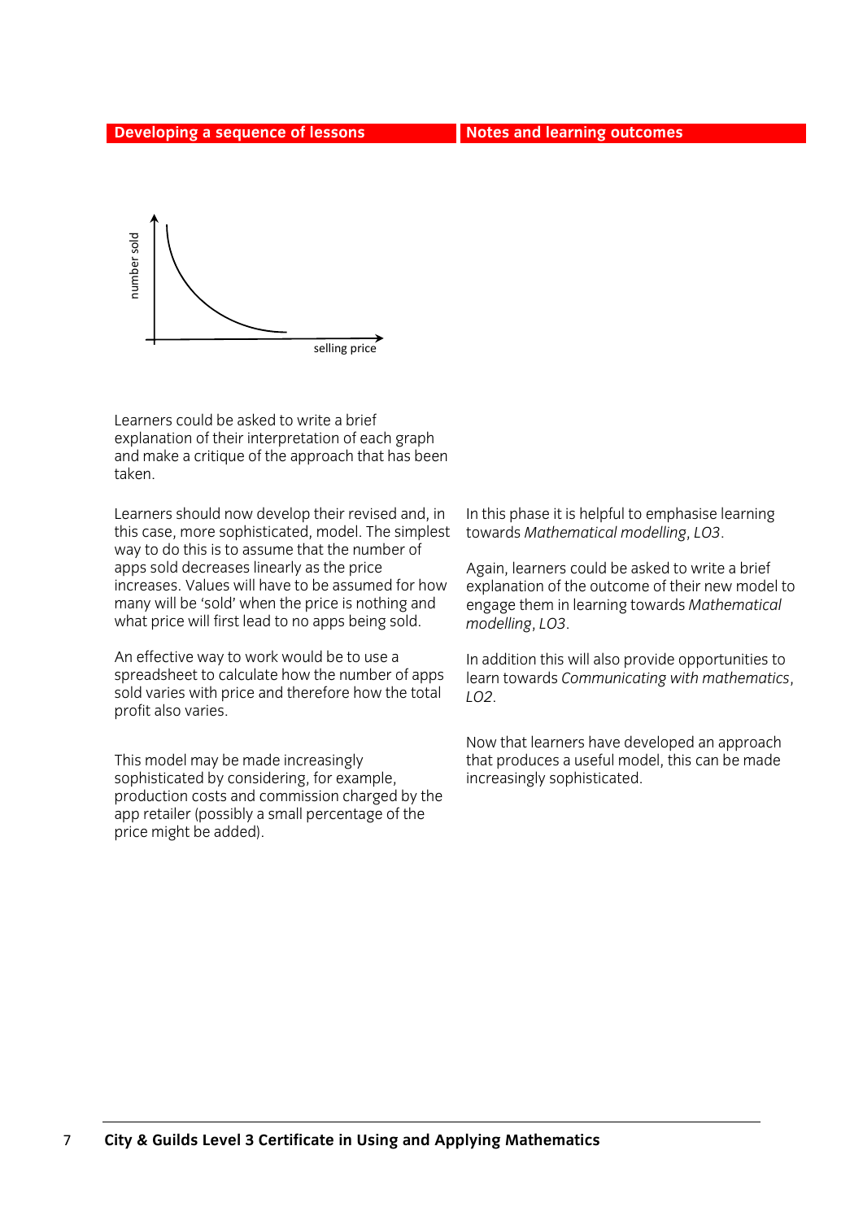| Developing a sequence of lessons | Notes and learning outcomes |
| --- | --- |

number sold

selling price

Learners could be asked to write a brief explanation of their interpretation of each graph and make a critique of the approach that has been taken.

Learners should now develop their revised and, in this case, more sophisticated, model. The simplest way to do this is to assume that the number of apps sold decreases linearly as the price increases. Values will have to be assumed for how many will be 'sold' when the price is nothing and what price will first lead to no apps being sold.

In this phase it is helpful to emphasise learning towards *Mathematical modelling*, *LO3*.

Again, learners could be asked to write a brief explanation of the outcome of their new model to engage them in learning towards *Mathematical modelling*, *LO3*.

An effective way to work would be to use a spreadsheet to calculate how the number of apps sold varies with price and therefore how the total profit also varies.

In addition this will also provide opportunities to learn towards *Communicating with mathematics*, *LO2*.

This model may be made increasingly sophisticated by considering, for example, production costs and commission charged by the app retailer (possibly a small percentage of the price might be added).

Now that learners have developed an approach that produces a useful model, this can be made increasingly sophisticated.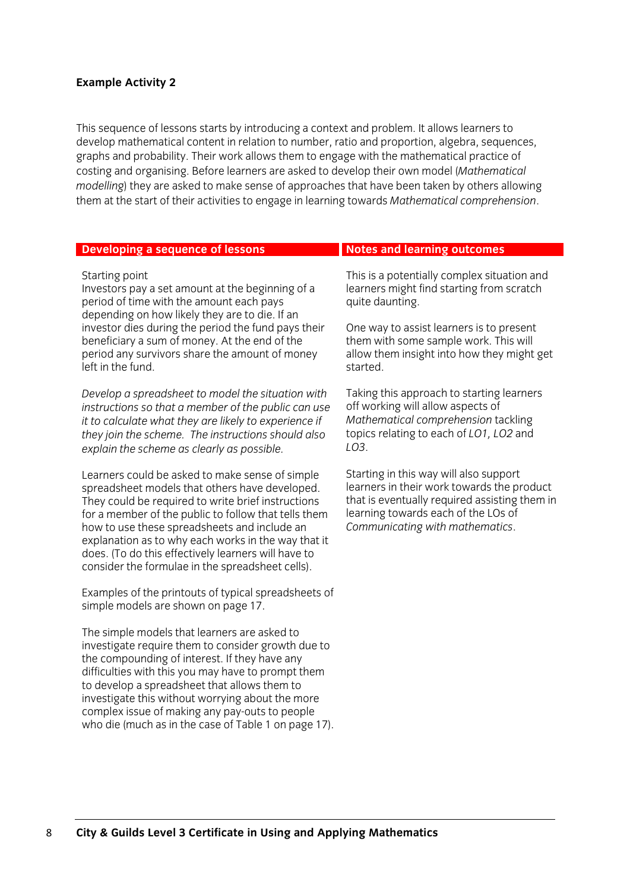**Example Activity 2**

This sequence of lessons starts by introducing a context and problem. It allows learners to develop mathematical content in relation to number, ratio and proportion, algebra, sequences, graphs and probability. Their work allows them to engage with the mathematical practice of costing and organising. Before learners are asked to develop their own model (*Mathematical modelling*) they are asked to make sense of approaches that have been taken by others allowing them at the start of their activities to engage in learning towards *Mathematical comprehension*.

| Developing a sequence of lessons | Notes and learning outcomes |
|---|---|
| Starting point<br>Investors pay a set amount at the beginning of a period of time with the amount each pays depending on how likely they are to die. If an investor dies during the period the fund pays their beneficiary a sum of money. At the end of the period any survivors share the amount of money left in the fund. | This is a potentially complex situation and learners might find starting from scratch quite daunting.<br><br>One way to assist learners is to present them with some sample work. This will allow them insight into how they might get started. |
| *Develop a spreadsheet to model the situation with instructions so that a member of the public can use it to calculate what they are likely to experience if they join the scheme. The instructions should also explain the scheme as clearly as possible.* | Taking this approach to starting learners off working will allow aspects of *Mathematical comprehension* tackling topics relating to each of *LO1, LO2* and *LO3*. |
| Learners could be asked to make sense of simple spreadsheet models that others have developed. They could be required to write brief instructions for a member of the public to follow that tells them how to use these spreadsheets and include an explanation as to why each works in the way that it does. (To do this effectively learners will have to consider the formulae in the spreadsheet cells).<br><br>Examples of the printouts of typical spreadsheets of simple models are shown on page 17.<br><br>The simple models that learners are asked to investigate require them to consider growth due to the compounding of interest. If they have any difficulties with this you may have to prompt them to develop a spreadsheet that allows them to investigate this without worrying about the more complex issue of making any pay-outs to people who die (much as in the case of Table 1 on page 17). | Starting in this way will also support learners in their work towards the product that is eventually required assisting them in learning towards each of the LOs of *Communicating with mathematics*. |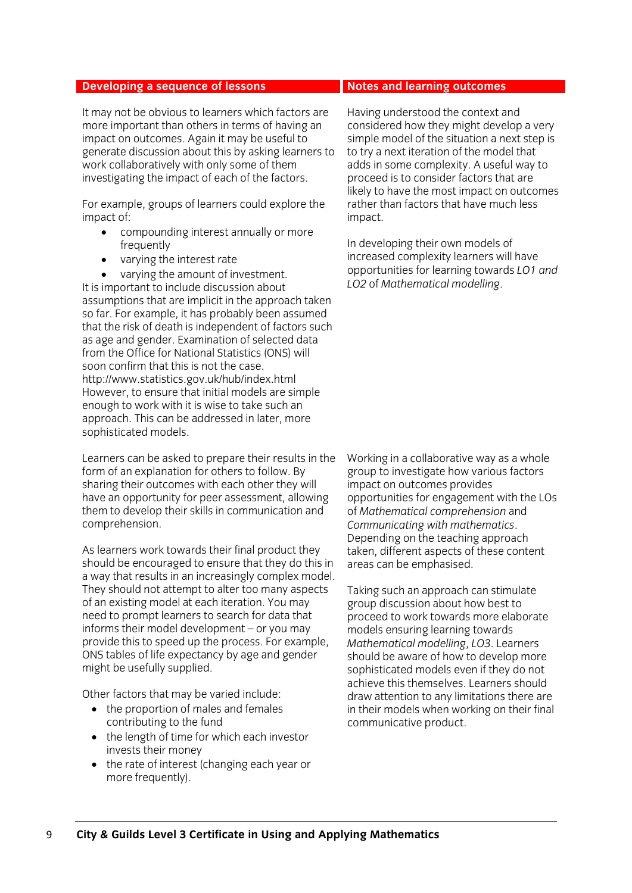| Developing a sequence of lessons | Notes and learning outcomes |
| --- | --- |
| It may not be obvious to learners which factors are more important than others in terms of having an impact on outcomes. Again it may be useful to generate discussion about this by asking learners to work collaboratively with only some of them investigating the impact of each of the factors.<br><br>For example, groups of learners could explore the impact of:<br>• compounding interest annually or more frequently<br>• varying the interest rate<br>• varying the amount of investment.<br>It is important to include discussion about assumptions that are implicit in the approach taken so far. For example, it has probably been assumed that the risk of death is independent of factors such as age and gender. Examination of selected data from the Office for National Statistics (ONS) will soon confirm that this is not the case.<br>http://www.statistics.gov.uk/hub/index.html<br>However, to ensure that initial models are simple enough to work with it is wise to take such an approach. This can be addressed in later, more sophisticated models. | Having understood the context and considered how they might develop a very simple model of the situation a next step is to try a next iteration of the model that adds in some complexity. A useful way to proceed is to consider factors that are likely to have the most impact on outcomes rather than factors that have much less impact.<br><br>In developing their own models of increased complexity learners will have opportunities for learning towards *LO1 and LO2* of *Mathematical modelling*. |
| Learners can be asked to prepare their results in the form of an explanation for others to follow. By sharing their outcomes with each other they will have an opportunity for peer assessment, allowing them to develop their skills in communication and comprehension.<br><br>As learners work towards their final product they should be encouraged to ensure that they do this in a way that results in an increasingly complex model. They should not attempt to alter too many aspects of an existing model at each iteration. You may need to prompt learners to search for data that informs their model development – or you may provide this to speed up the process. For example, ONS tables of life expectancy by age and gender might be usefully supplied.<br><br>Other factors that may be varied include:<br>• the proportion of males and females contributing to the fund<br>• the length of time for which each investor invests their money<br>• the rate of interest (changing each year or more frequently). | Working in a collaborative way as a whole group to investigate how various factors impact on outcomes provides opportunities for engagement with the LOs of *Mathematical comprehension* and *Communicating with mathematics*. Depending on the teaching approach taken, different aspects of these content areas can be emphasised.<br><br>Taking such an approach can stimulate group discussion about how best to proceed to work towards more elaborate models ensuring learning towards *Mathematical modelling*, *LO3*. Learners should be aware of how to develop more sophisticated models even if they do not achieve this themselves. Learners should draw attention to any limitations there are in their models when working on their final communicative product. |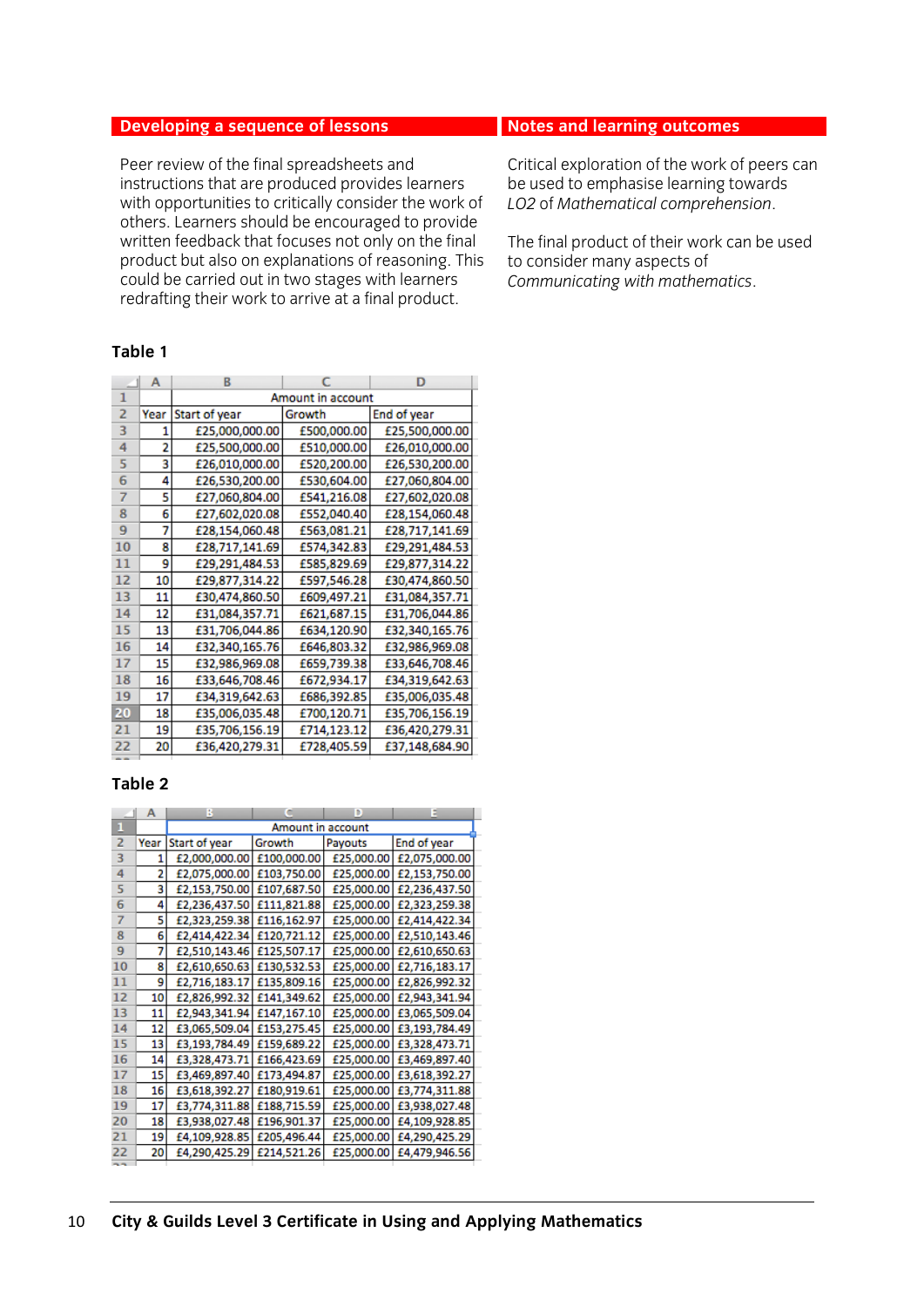| Developing a sequence of lessons | Notes and learning outcomes |
|---|---|
| Peer review of the final spreadsheets and instructions that are produced provides learners with opportunities to critically consider the work of others. Learners should be encouraged to provide written feedback that focuses not only on the final product but also on explanations of reasoning. This could be carried out in two stages with learners redrafting their work to arrive at a final product. | Critical exploration of the work of peers can be used to emphasise learning towards *LO2* of *Mathematical comprehension*.<br><br>The final product of their work can be used to consider many aspects of *Communicating with mathematics*. |

**Table 1**

| | A | B | C | D |
|---|---|---|---|---|
| 1 | | Amount in account | | |
| 2 | Year | Start of year | Growth | End of year |
| 3 | 1 | £25,000,000.00 | £500,000.00 | £25,500,000.00 |
| 4 | 2 | £25,500,000.00 | £510,000.00 | £26,010,000.00 |
| 5 | 3 | £26,010,000.00 | £520,200.00 | £26,530,200.00 |
| 6 | 4 | £26,530,200.00 | £530,604.00 | £27,060,804.00 |
| 7 | 5 | £27,060,804.00 | £541,216.08 | £27,602,020.08 |
| 8 | 6 | £27,602,020.08 | £552,040.40 | £28,154,060.48 |
| 9 | 7 | £28,154,060.48 | £563,081.21 | £28,717,141.69 |
| 10 | 8 | £28,717,141.69 | £574,342.83 | £29,291,484.53 |
| 11 | 9 | £29,291,484.53 | £585,829.69 | £29,877,314.22 |
| 12 | 10 | £29,877,314.22 | £597,546.28 | £30,474,860.50 |
| 13 | 11 | £30,474,860.50 | £609,497.21 | £31,084,357.71 |
| 14 | 12 | £31,084,357.71 | £621,687.15 | £31,706,044.86 |
| 15 | 13 | £31,706,044.86 | £634,120.90 | £32,340,165.76 |
| 16 | 14 | £32,340,165.76 | £646,803.32 | £32,986,969.08 |
| 17 | 15 | £32,986,969.08 | £659,739.38 | £33,646,708.46 |
| 18 | 16 | £33,646,708.46 | £672,934.17 | £34,319,642.63 |
| 19 | 17 | £34,319,642.63 | £686,392.85 | £35,006,035.48 |
| 20 | 18 | £35,006,035.48 | £700,120.71 | £35,706,156.19 |
| 21 | 19 | £35,706,156.19 | £714,123.12 | £36,420,279.31 |
| 22 | 20 | £36,420,279.31 | £728,405.59 | £37,148,684.90 |

**Table 2**

| | A | B | C | D | E |
|---|---|---|---|---|---|
| 1 | | Amount in account | | | |
| 2 | Year | Start of year | Growth | Payouts | End of year |
| 3 | 1 | £2,000,000.00 | £100,000.00 | £25,000.00 | £2,075,000.00 |
| 4 | 2 | £2,075,000.00 | £103,750.00 | £25,000.00 | £2,153,750.00 |
| 5 | 3 | £2,153,750.00 | £107,687.50 | £25,000.00 | £2,236,437.50 |
| 6 | 4 | £2,236,437.50 | £111,821.88 | £25,000.00 | £2,323,259.38 |
| 7 | 5 | £2,323,259.38 | £116,162.97 | £25,000.00 | £2,414,422.34 |
| 8 | 6 | £2,414,422.34 | £120,721.12 | £25,000.00 | £2,510,143.46 |
| 9 | 7 | £2,510,143.46 | £125,507.17 | £25,000.00 | £2,610,650.63 |
| 10 | 8 | £2,610,650.63 | £130,532.53 | £25,000.00 | £2,716,183.17 |
| 11 | 9 | £2,716,183.17 | £135,809.16 | £25,000.00 | £2,826,992.32 |
| 12 | 10 | £2,826,992.32 | £141,349.62 | £25,000.00 | £2,943,341.94 |
| 13 | 11 | £2,943,341.94 | £147,167.10 | £25,000.00 | £3,065,509.04 |
| 14 | 12 | £3,065,509.04 | £153,275.45 | £25,000.00 | £3,193,784.49 |
| 15 | 13 | £3,193,784.49 | £159,689.22 | £25,000.00 | £3,328,473.71 |
| 16 | 14 | £3,328,473.71 | £166,423.69 | £25,000.00 | £3,469,897.40 |
| 17 | 15 | £3,469,897.40 | £173,494.87 | £25,000.00 | £3,618,392.27 |
| 18 | 16 | £3,618,392.27 | £180,919.61 | £25,000.00 | £3,774,311.88 |
| 19 | 17 | £3,774,311.88 | £188,715.59 | £25,000.00 | £3,938,027.48 |
| 20 | 18 | £3,938,027.48 | £196,901.37 | £25,000.00 | £4,109,928.85 |
| 21 | 19 | £4,109,928.85 | £205,496.44 | £25,000.00 | £4,290,425.29 |
| 22 | 20 | £4,290,425.29 | £214,521.26 | £25,000.00 | £4,479,946.56 |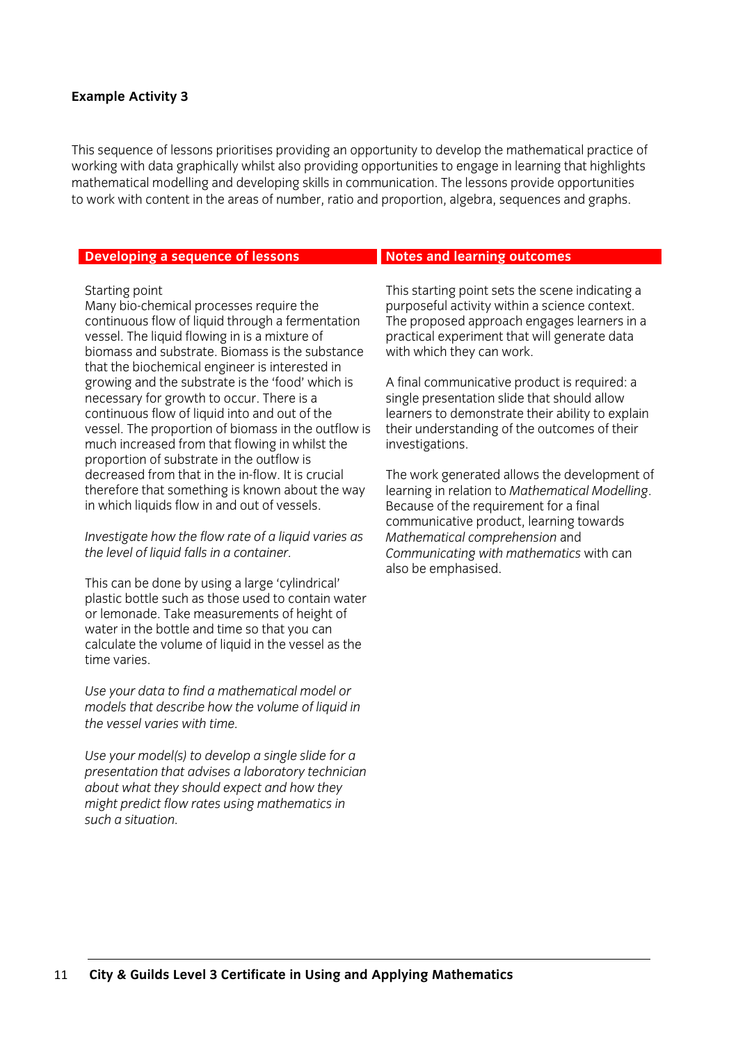**Example Activity 3**

This sequence of lessons prioritises providing an opportunity to develop the mathematical practice of working with data graphically whilst also providing opportunities to engage in learning that highlights mathematical modelling and developing skills in communication. The lessons provide opportunities to work with content in the areas of number, ratio and proportion, algebra, sequences and graphs.

| Developing a sequence of lessons | Notes and learning outcomes |
| --- | --- |
| Starting point<br>Many bio-chemical processes require the continuous flow of liquid through a fermentation vessel. The liquid flowing in is a mixture of biomass and substrate. Biomass is the substance that the biochemical engineer is interested in growing and the substrate is the 'food' which is necessary for growth to occur. There is a continuous flow of liquid into and out of the vessel. The proportion of biomass in the outflow is much increased from that flowing in whilst the proportion of substrate in the outflow is decreased from that in the in-flow. It is crucial therefore that something is known about the way in which liquids flow in and out of vessels.<br><br>*Investigate how the flow rate of a liquid varies as the level of liquid falls in a container.*<br><br>This can be done by using a large 'cylindrical' plastic bottle such as those used to contain water or lemonade. Take measurements of height of water in the bottle and time so that you can calculate the volume of liquid in the vessel as the time varies.<br><br>*Use your data to find a mathematical model or models that describe how the volume of liquid in the vessel varies with time.*<br><br>*Use your model(s) to develop a single slide for a presentation that advises a laboratory technician about what they should expect and how they might predict flow rates using mathematics in such a situation.* | This starting point sets the scene indicating a purposeful activity within a science context. The proposed approach engages learners in a practical experiment that will generate data with which they can work.<br><br>A final communicative product is required: a single presentation slide that should allow learners to demonstrate their ability to explain their understanding of the outcomes of their investigations.<br><br>The work generated allows the development of learning in relation to *Mathematical Modelling*. Because of the requirement for a final communicative product, learning towards *Mathematical comprehension* and *Communicating with mathematics* with can also be emphasised. |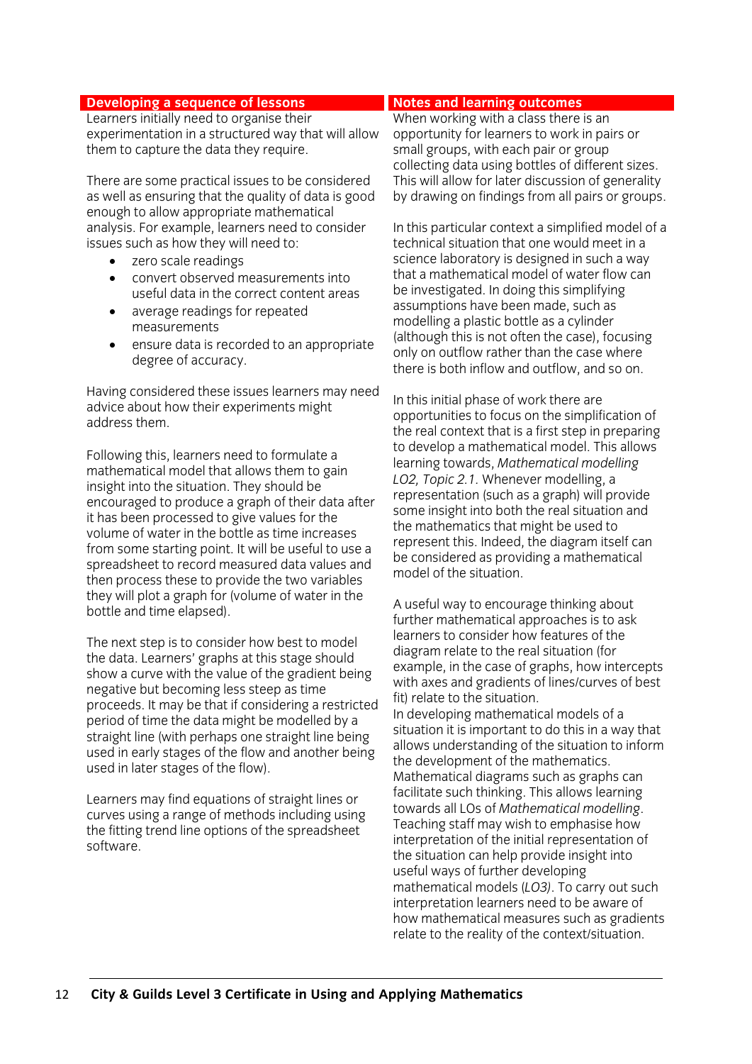## Developing a sequence of lessons

Learners initially need to organise their experimentation in a structured way that will allow them to capture the data they require.

There are some practical issues to be considered as well as ensuring that the quality of data is good enough to allow appropriate mathematical analysis. For example, learners need to consider issues such as how they will need to:

- zero scale readings
- convert observed measurements into useful data in the correct content areas
- average readings for repeated measurements
- ensure data is recorded to an appropriate degree of accuracy.

Having considered these issues learners may need advice about how their experiments might address them.

Following this, learners need to formulate a mathematical model that allows them to gain insight into the situation. They should be encouraged to produce a graph of their data after it has been processed to give values for the volume of water in the bottle as time increases from some starting point. It will be useful to use a spreadsheet to record measured data values and then process these to provide the two variables they will plot a graph for (volume of water in the bottle and time elapsed).

The next step is to consider how best to model the data. Learners' graphs at this stage should show a curve with the value of the gradient being negative but becoming less steep as time proceeds. It may be that if considering a restricted period of time the data might be modelled by a straight line (with perhaps one straight line being used in early stages of the flow and another being used in later stages of the flow).

Learners may find equations of straight lines or curves using a range of methods including using the fitting trend line options of the spreadsheet software.

## Notes and learning outcomes

When working with a class there is an opportunity for learners to work in pairs or small groups, with each pair or group collecting data using bottles of different sizes. This will allow for later discussion of generality by drawing on findings from all pairs or groups.

In this particular context a simplified model of a technical situation that one would meet in a science laboratory is designed in such a way that a mathematical model of water flow can be investigated. In doing this simplifying assumptions have been made, such as modelling a plastic bottle as a cylinder (although this is not often the case), focusing only on outflow rather than the case where there is both inflow and outflow, and so on.

In this initial phase of work there are opportunities to focus on the simplification of the real context that is a first step in preparing to develop a mathematical model. This allows learning towards, *Mathematical modelling LO2, Topic 2.1*. Whenever modelling, a representation (such as a graph) will provide some insight into both the real situation and the mathematics that might be used to represent this. Indeed, the diagram itself can be considered as providing a mathematical model of the situation.

A useful way to encourage thinking about further mathematical approaches is to ask learners to consider how features of the diagram relate to the real situation (for example, in the case of graphs, how intercepts with axes and gradients of lines/curves of best fit) relate to the situation.

In developing mathematical models of a situation it is important to do this in a way that allows understanding of the situation to inform the development of the mathematics. Mathematical diagrams such as graphs can facilitate such thinking. This allows learning towards all LOs of *Mathematical modelling*. Teaching staff may wish to emphasise how interpretation of the initial representation of the situation can help provide insight into useful ways of further developing mathematical models (*LO3)*. To carry out such interpretation learners need to be aware of how mathematical measures such as gradients relate to the reality of the context/situation.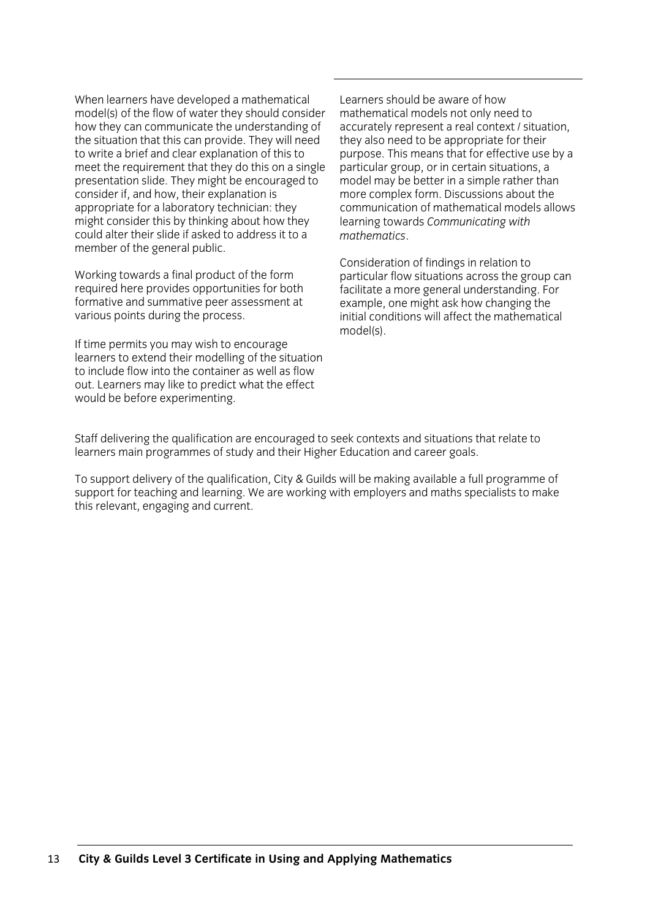When learners have developed a mathematical model(s) of the flow of water they should consider how they can communicate the understanding of the situation that this can provide. They will need to write a brief and clear explanation of this to meet the requirement that they do this on a single presentation slide. They might be encouraged to consider if, and how, their explanation is appropriate for a laboratory technician: they might consider this by thinking about how they could alter their slide if asked to address it to a member of the general public.

Working towards a final product of the form required here provides opportunities for both formative and summative peer assessment at various points during the process.

If time permits you may wish to encourage learners to extend their modelling of the situation to include flow into the container as well as flow out. Learners may like to predict what the effect would be before experimenting.

Learners should be aware of how mathematical models not only need to accurately represent a real context / situation, they also need to be appropriate for their purpose. This means that for effective use by a particular group, or in certain situations, a model may be better in a simple rather than more complex form. Discussions about the communication of mathematical models allows learning towards *Communicating with mathematics*.

Consideration of findings in relation to particular flow situations across the group can facilitate a more general understanding. For example, one might ask how changing the initial conditions will affect the mathematical model(s).

Staff delivering the qualification are encouraged to seek contexts and situations that relate to learners main programmes of study and their Higher Education and career goals.

To support delivery of the qualification, City & Guilds will be making available a full programme of support for teaching and learning. We are working with employers and maths specialists to make this relevant, engaging and current.